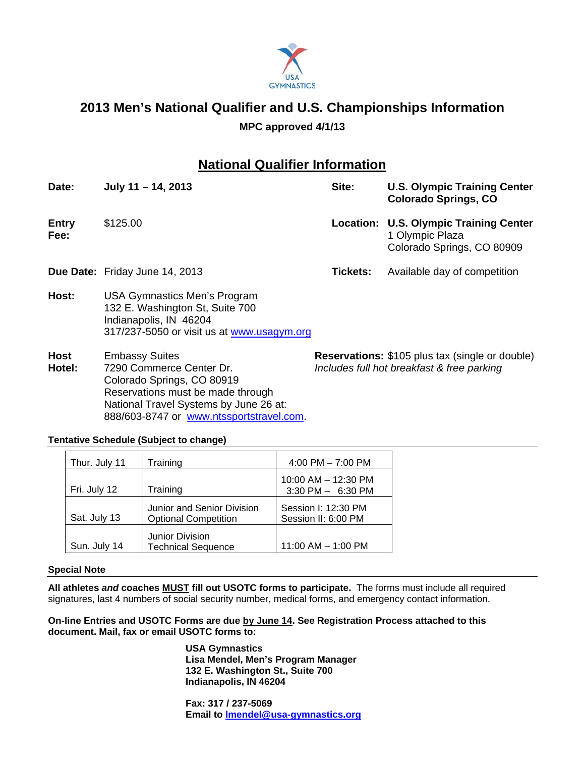# 2013 Men's National Qualifier and U.S. Championships Information

**MPC approved 4/1/13**

## National Qualifier Information

**Date:** **July 11 – 14, 2013**

**Site:** **U.S. Olympic Training Center**
**Colorado Springs, CO**

**Entry Fee:** $125.00

**Location:** **U.S. Olympic Training Center**
1 Olympic Plaza
Colorado Springs, CO 80909

**Due Date:** Friday June 14, 2013

**Tickets:** Available day of competition

**Host:** USA Gymnastics Men's Program
132 E. Washington St, Suite 700
Indianapolis, IN 46204
317/237-5050 or visit us at www.usagym.org

**Host Hotel:** Embassy Suites
7290 Commerce Center Dr.
Colorado Springs, CO 80919
Reservations must be made through National Travel Systems by June 26 at:
888/603-8747 or www.ntssportstravel.com.

**Reservations:** $105 plus tax (single or double)
*Includes full hot breakfast & free parking*

### Tentative Schedule (Subject to change)

| | | |
|---|---|---|
| Thur. July 11 | Training | 4:00 PM – 7:00 PM |
| Fri. July 12 | Training | 10:00 AM – 12:30 PM<br>3:30 PM – 6:30 PM |
| Sat. July 13 | Junior and Senior Division Optional Competition | Session I: 12:30 PM<br>Session II: 6:00 PM |
| Sun. July 14 | Junior Division Technical Sequence | 11:00 AM – 1:00 PM |

### Special Note

**All athletes *and* coaches MUST fill out USOTC forms to participate.** The forms must include all required signatures, last 4 numbers of social security number, medical forms, and emergency contact information.

**On-line Entries and USOTC Forms are due by June 14. See Registration Process attached to this document. Mail, fax or email USOTC forms to:**

**USA Gymnastics**
**Lisa Mendel, Men's Program Manager**
**132 E. Washington St., Suite 700**
**Indianapolis, IN 46204**

**Fax: 317 / 237-5069**
**Email to lmendel@usa-gymnastics.org**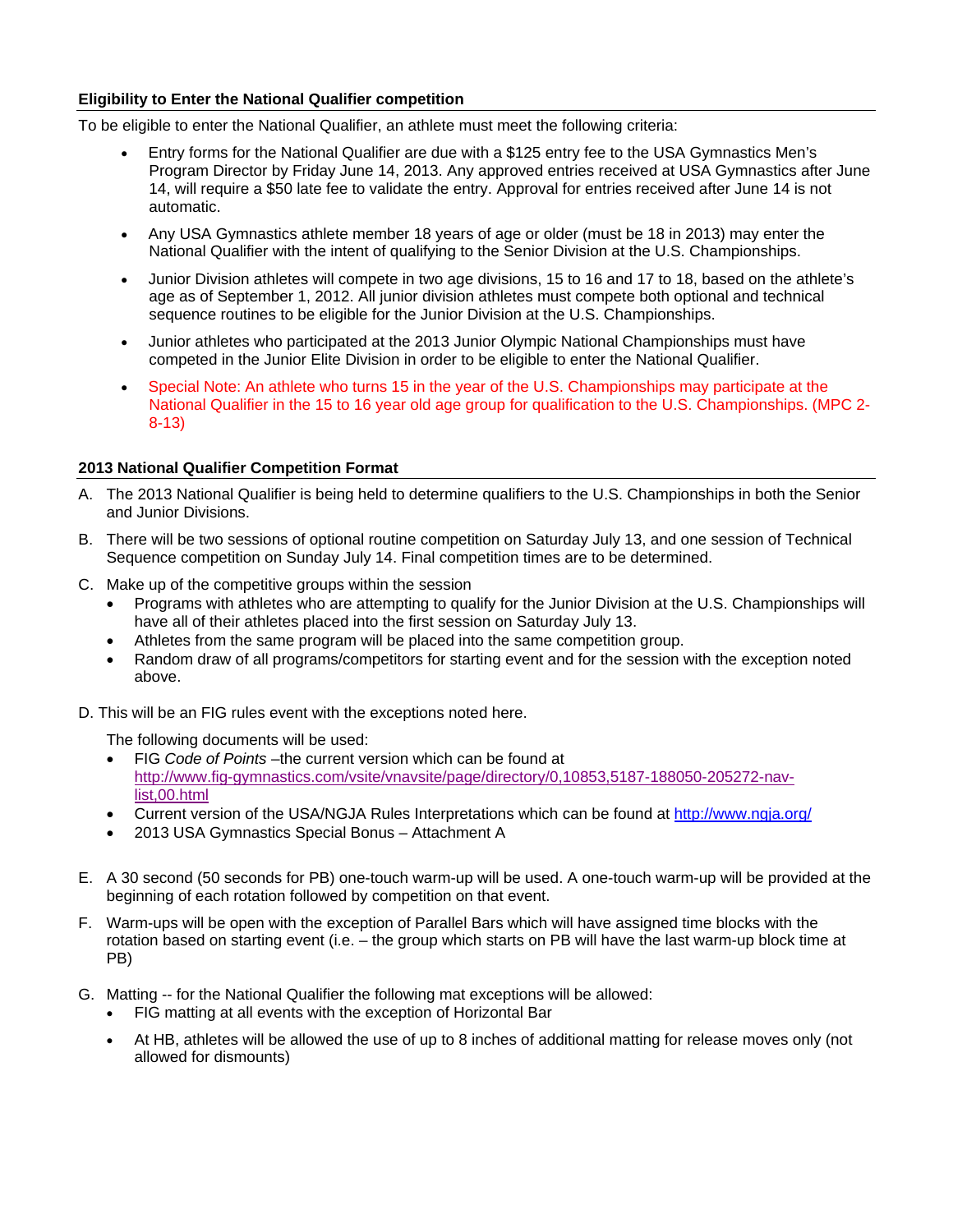**Eligibility to Enter the National Qualifier competition**

To be eligible to enter the National Qualifier, an athlete must meet the following criteria:

- Entry forms for the National Qualifier are due with a $125 entry fee to the USA Gymnastics Men's Program Director by Friday June 14, 2013. Any approved entries received at USA Gymnastics after June 14, will require a $50 late fee to validate the entry. Approval for entries received after June 14 is not automatic.
- Any USA Gymnastics athlete member 18 years of age or older (must be 18 in 2013) may enter the National Qualifier with the intent of qualifying to the Senior Division at the U.S. Championships.
- Junior Division athletes will compete in two age divisions, 15 to 16 and 17 to 18, based on the athlete's age as of September 1, 2012. All junior division athletes must compete both optional and technical sequence routines to be eligible for the Junior Division at the U.S. Championships.
- Junior athletes who participated at the 2013 Junior Olympic National Championships must have competed in the Junior Elite Division in order to be eligible to enter the National Qualifier.
- Special Note: An athlete who turns 15 in the year of the U.S. Championships may participate at the National Qualifier in the 15 to 16 year old age group for qualification to the U.S. Championships. (MPC 2-8-13)

**2013 National Qualifier Competition Format**

A. The 2013 National Qualifier is being held to determine qualifiers to the U.S. Championships in both the Senior and Junior Divisions.

B. There will be two sessions of optional routine competition on Saturday July 13, and one session of Technical Sequence competition on Sunday July 14. Final competition times are to be determined.

C. Make up of the competitive groups within the session
   - Programs with athletes who are attempting to qualify for the Junior Division at the U.S. Championships will have all of their athletes placed into the first session on Saturday July 13.
   - Athletes from the same program will be placed into the same competition group.
   - Random draw of all programs/competitors for starting event and for the session with the exception noted above.

D. This will be an FIG rules event with the exceptions noted here.

   The following documents will be used:
   - FIG *Code of Points* –the current version which can be found at http://www.fig-gymnastics.com/vsite/vnavsite/page/directory/0,10853,5187-188050-205272-nav-list,00.html
   - Current version of the USA/NGJA Rules Interpretations which can be found at http://www.ngja.org/
   - 2013 USA Gymnastics Special Bonus – Attachment A

E. A 30 second (50 seconds for PB) one-touch warm-up will be used. A one-touch warm-up will be provided at the beginning of each rotation followed by competition on that event.

F. Warm-ups will be open with the exception of Parallel Bars which will have assigned time blocks with the rotation based on starting event (i.e. – the group which starts on PB will have the last warm-up block time at PB)

G. Matting -- for the National Qualifier the following mat exceptions will be allowed:
   - FIG matting at all events with the exception of Horizontal Bar
   - At HB, athletes will be allowed the use of up to 8 inches of additional matting for release moves only (not allowed for dismounts)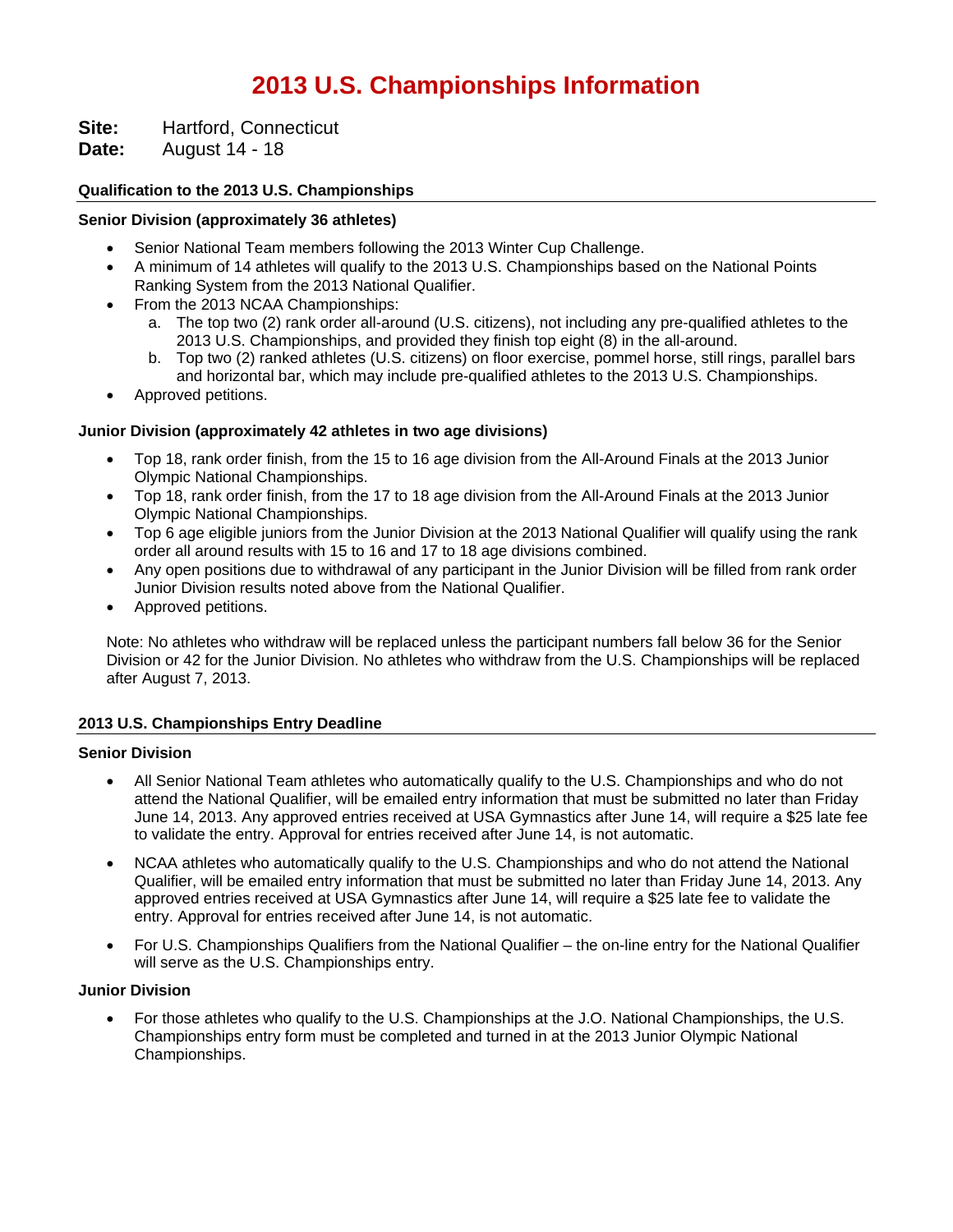# 2013 U.S. Championships Information

**Site:** Hartford, Connecticut
**Date:** August 14 - 18

## Qualification to the 2013 U.S. Championships

### Senior Division (approximately 36 athletes)

- Senior National Team members following the 2013 Winter Cup Challenge.
- A minimum of 14 athletes will qualify to the 2013 U.S. Championships based on the National Points Ranking System from the 2013 National Qualifier.
- From the 2013 NCAA Championships:
  a. The top two (2) rank order all-around (U.S. citizens), not including any pre-qualified athletes to the 2013 U.S. Championships, and provided they finish top eight (8) in the all-around.
  b. Top two (2) ranked athletes (U.S. citizens) on floor exercise, pommel horse, still rings, parallel bars and horizontal bar, which may include pre-qualified athletes to the 2013 U.S. Championships.
- Approved petitions.

### Junior Division (approximately 42 athletes in two age divisions)

- Top 18, rank order finish, from the 15 to 16 age division from the All-Around Finals at the 2013 Junior Olympic National Championships.
- Top 18, rank order finish, from the 17 to 18 age division from the All-Around Finals at the 2013 Junior Olympic National Championships.
- Top 6 age eligible juniors from the Junior Division at the 2013 National Qualifier will qualify using the rank order all around results with 15 to 16 and 17 to 18 age divisions combined.
- Any open positions due to withdrawal of any participant in the Junior Division will be filled from rank order Junior Division results noted above from the National Qualifier.
- Approved petitions.

Note: No athletes who withdraw will be replaced unless the participant numbers fall below 36 for the Senior Division or 42 for the Junior Division. No athletes who withdraw from the U.S. Championships will be replaced after August 7, 2013.

## 2013 U.S. Championships Entry Deadline

### Senior Division

- All Senior National Team athletes who automatically qualify to the U.S. Championships and who do not attend the National Qualifier, will be emailed entry information that must be submitted no later than Friday June 14, 2013. Any approved entries received at USA Gymnastics after June 14, will require a $25 late fee to validate the entry. Approval for entries received after June 14, is not automatic.

- NCAA athletes who automatically qualify to the U.S. Championships and who do not attend the National Qualifier, will be emailed entry information that must be submitted no later than Friday June 14, 2013. Any approved entries received at USA Gymnastics after June 14, will require a $25 late fee to validate the entry. Approval for entries received after June 14, is not automatic.

- For U.S. Championships Qualifiers from the National Qualifier – the on-line entry for the National Qualifier will serve as the U.S. Championships entry.

### Junior Division

- For those athletes who qualify to the U.S. Championships at the J.O. National Championships, the U.S. Championships entry form must be completed and turned in at the 2013 Junior Olympic National Championships.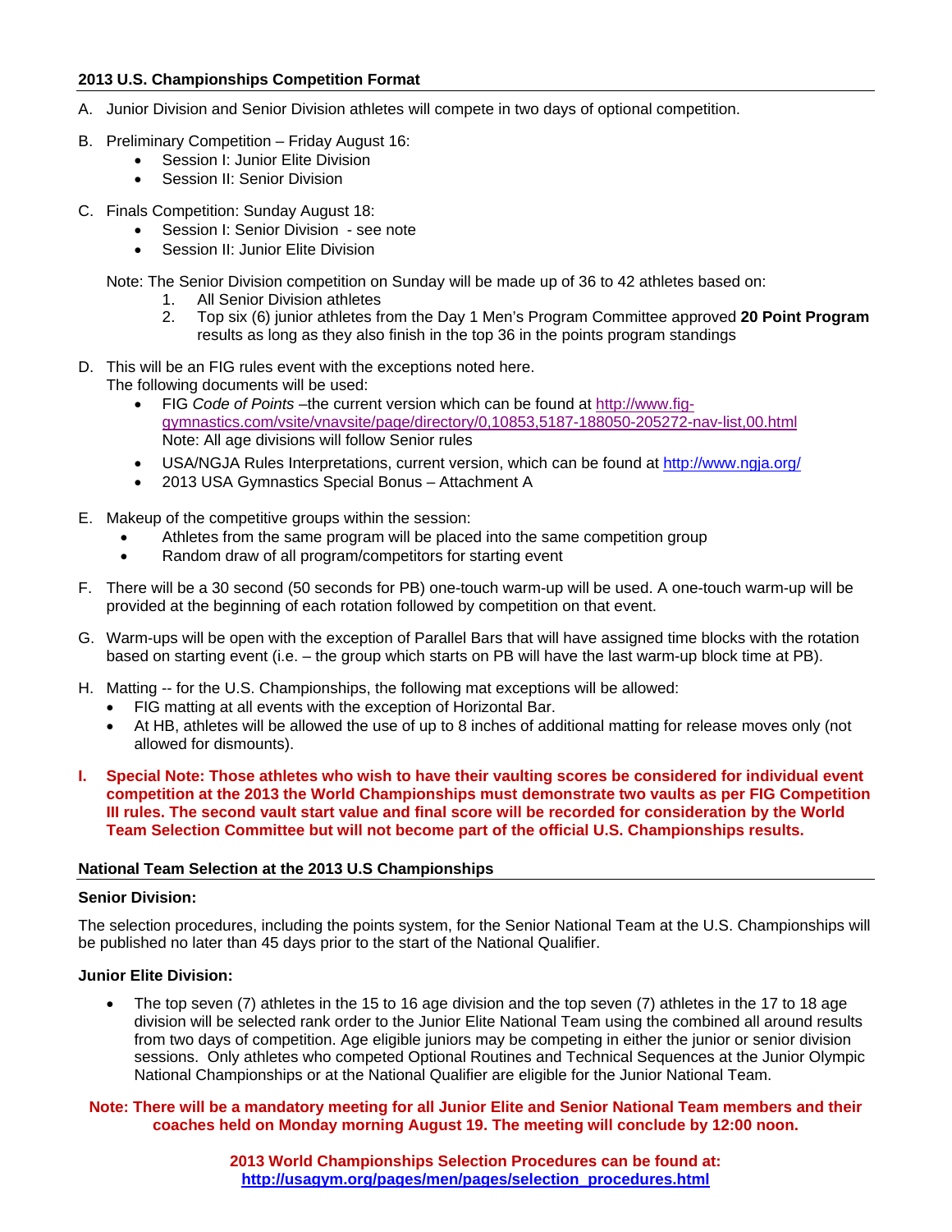## 2013 U.S. Championships Competition Format

A. Junior Division and Senior Division athletes will compete in two days of optional competition.

B. Preliminary Competition – Friday August 16:
   - Session I: Junior Elite Division
   - Session II: Senior Division

C. Finals Competition: Sunday August 18:
   - Session I: Senior Division - see note
   - Session II: Junior Elite Division

   Note: The Senior Division competition on Sunday will be made up of 36 to 42 athletes based on:
   1. All Senior Division athletes
   2. Top six (6) junior athletes from the Day 1 Men's Program Committee approved **20 Point Program** results as long as they also finish in the top 36 in the points program standings

D. This will be an FIG rules event with the exceptions noted here.
   The following documents will be used:
   - FIG *Code of Points* –the current version which can be found at http://www.fig-gymnastics.com/vsite/vnavsite/page/directory/0,10853,5187-188050-205272-nav-list,00.html
     Note: All age divisions will follow Senior rules
   - USA/NGJA Rules Interpretations, current version, which can be found at http://www.ngja.org/
   - 2013 USA Gymnastics Special Bonus – Attachment A

E. Makeup of the competitive groups within the session:
   - Athletes from the same program will be placed into the same competition group
   - Random draw of all program/competitors for starting event

F. There will be a 30 second (50 seconds for PB) one-touch warm-up will be used. A one-touch warm-up will be provided at the beginning of each rotation followed by competition on that event.

G. Warm-ups will be open with the exception of Parallel Bars that will have assigned time blocks with the rotation based on starting event (i.e. – the group which starts on PB will have the last warm-up block time at PB).

H. Matting -- for the U.S. Championships, the following mat exceptions will be allowed:
   - FIG matting at all events with the exception of Horizontal Bar.
   - At HB, athletes will be allowed the use of up to 8 inches of additional matting for release moves only (not allowed for dismounts).

**I. Special Note: Those athletes who wish to have their vaulting scores be considered for individual event competition at the 2013 the World Championships must demonstrate two vaults as per FIG Competition III rules. The second vault start value and final score will be recorded for consideration by the World Team Selection Committee but will not become part of the official U.S. Championships results.**

## National Team Selection at the 2013 U.S Championships

### Senior Division:

The selection procedures, including the points system, for the Senior National Team at the U.S. Championships will be published no later than 45 days prior to the start of the National Qualifier.

### Junior Elite Division:

- The top seven (7) athletes in the 15 to 16 age division and the top seven (7) athletes in the 17 to 18 age division will be selected rank order to the Junior Elite National Team using the combined all around results from two days of competition. Age eligible juniors may be competing in either the junior or senior division sessions. Only athletes who competed Optional Routines and Technical Sequences at the Junior Olympic National Championships or at the National Qualifier are eligible for the Junior National Team.

**Note: There will be a mandatory meeting for all Junior Elite and Senior National Team members and their coaches held on Monday morning August 19. The meeting will conclude by 12:00 noon.**

**2013 World Championships Selection Procedures can be found at: http://usagym.org/pages/men/pages/selection_procedures.html**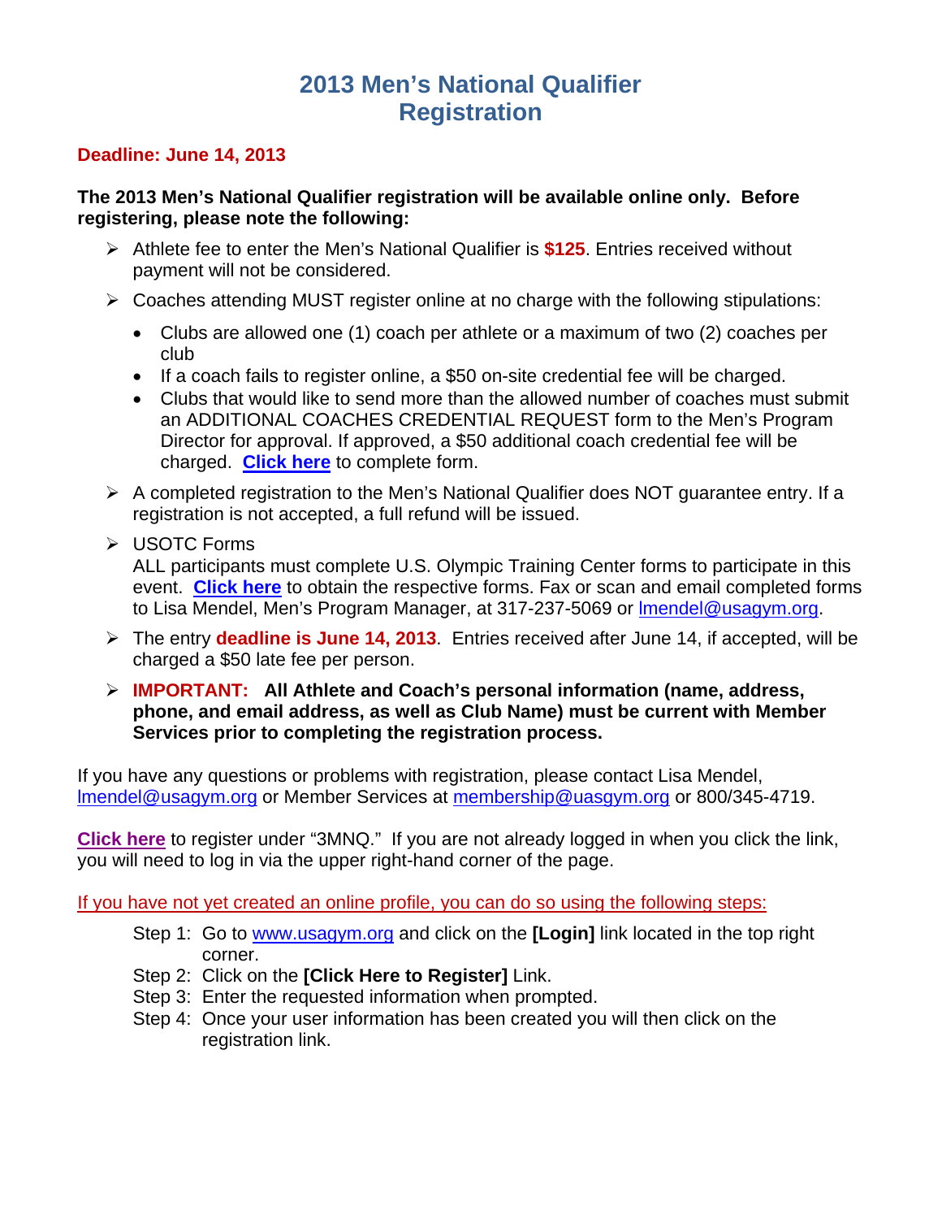# 2013 Men's National Qualifier Registration

**Deadline: June 14, 2013**

**The 2013 Men's National Qualifier registration will be available online only. Before registering, please note the following:**

- Athlete fee to enter the Men's National Qualifier is **$125**. Entries received without payment will not be considered.
- Coaches attending MUST register online at no charge with the following stipulations:
  - Clubs are allowed one (1) coach per athlete or a maximum of two (2) coaches per club
  - If a coach fails to register online, a $50 on-site credential fee will be charged.
  - Clubs that would like to send more than the allowed number of coaches must submit an ADDITIONAL COACHES CREDENTIAL REQUEST form to the Men's Program Director for approval. If approved, a $50 additional coach credential fee will be charged. **Click here** to complete form.
- A completed registration to the Men's National Qualifier does NOT guarantee entry. If a registration is not accepted, a full refund will be issued.
- USOTC Forms
  ALL participants must complete U.S. Olympic Training Center forms to participate in this event. **Click here** to obtain the respective forms. Fax or scan and email completed forms to Lisa Mendel, Men's Program Manager, at 317-237-5069 or lmendel@usagym.org.
- The entry **deadline is June 14, 2013**. Entries received after June 14, if accepted, will be charged a $50 late fee per person.
- **IMPORTANT: All Athlete and Coach's personal information (name, address, phone, and email address, as well as Club Name) must be current with Member Services prior to completing the registration process.**

If you have any questions or problems with registration, please contact Lisa Mendel, lmendel@usagym.org or Member Services at membership@uasgym.org or 800/345-4719.

**Click here** to register under "3MNQ." If you are not already logged in when you click the link, you will need to log in via the upper right-hand corner of the page.

If you have not yet created an online profile, you can do so using the following steps:

Step 1: Go to www.usagym.org and click on the **[Login]** link located in the top right corner.
Step 2: Click on the **[Click Here to Register]** Link.
Step 3: Enter the requested information when prompted.
Step 4: Once your user information has been created you will then click on the registration link.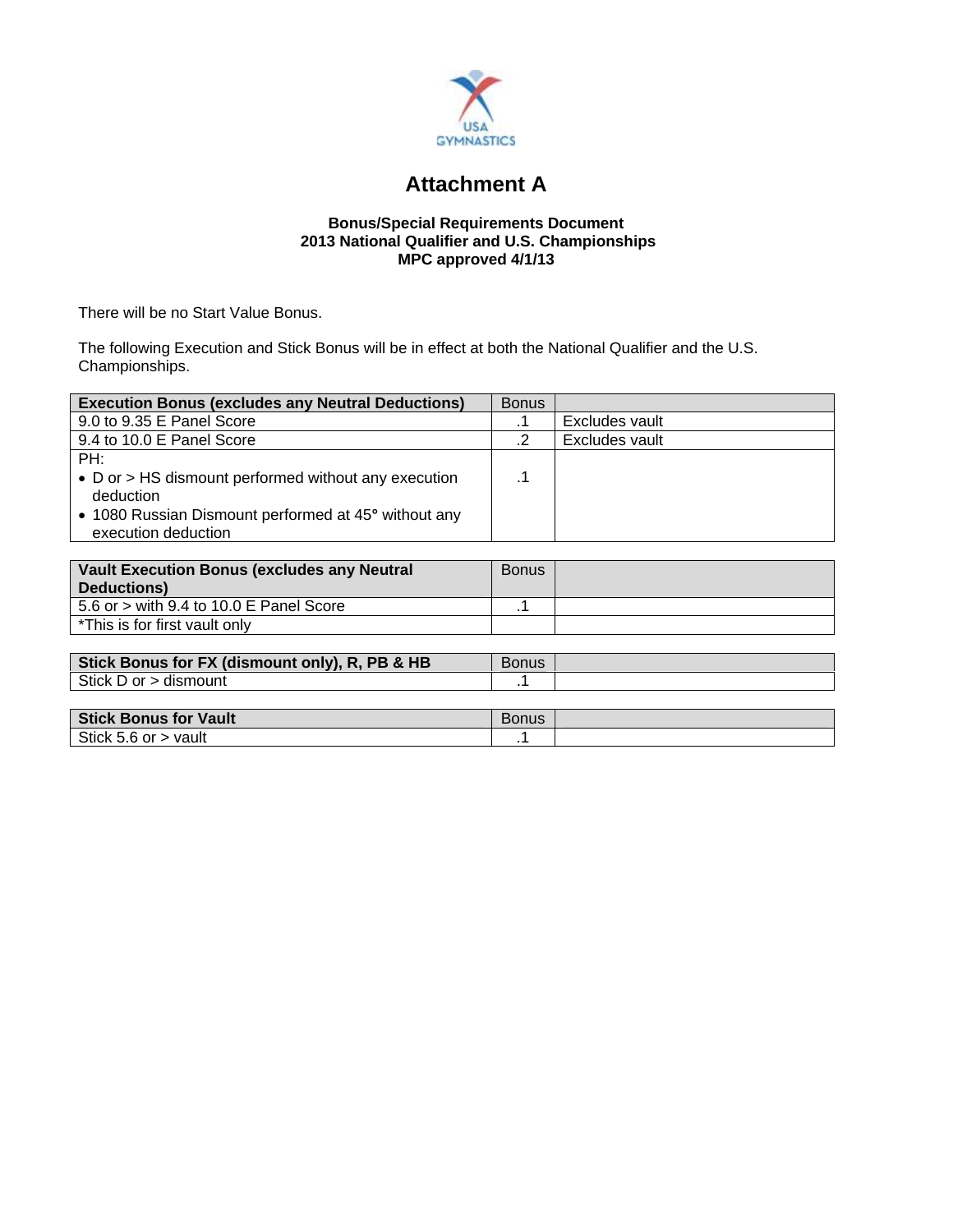# Attachment A

**Bonus/Special Requirements Document**
**2013 National Qualifier and U.S. Championships**
**MPC approved 4/1/13**

There will be no Start Value Bonus.

The following Execution and Stick Bonus will be in effect at both the National Qualifier and the U.S. Championships.

| **Execution Bonus (excludes any Neutral Deductions)** | Bonus | |
|---|---|---|
| 9.0 to 9.35 E Panel Score | .1 | Excludes vault |
| 9.4 to 10.0 E Panel Score | .2 | Excludes vault |
| PH:<br>• D or > HS dismount performed without any execution deduction<br>• 1080 Russian Dismount performed at 45° without any execution deduction | .1 | |

| **Vault Execution Bonus (excludes any Neutral Deductions)** | Bonus | |
|---|---|---|
| 5.6 or > with 9.4 to 10.0 E Panel Score | .1 | |
| *This is for first vault only | | |

| **Stick Bonus for FX (dismount only), R, PB & HB** | Bonus | |
|---|---|---|
| Stick D or > dismount | .1 | |

| **Stick Bonus for Vault** | Bonus | |
|---|---|---|
| Stick 5.6 or > vault | .1 | |